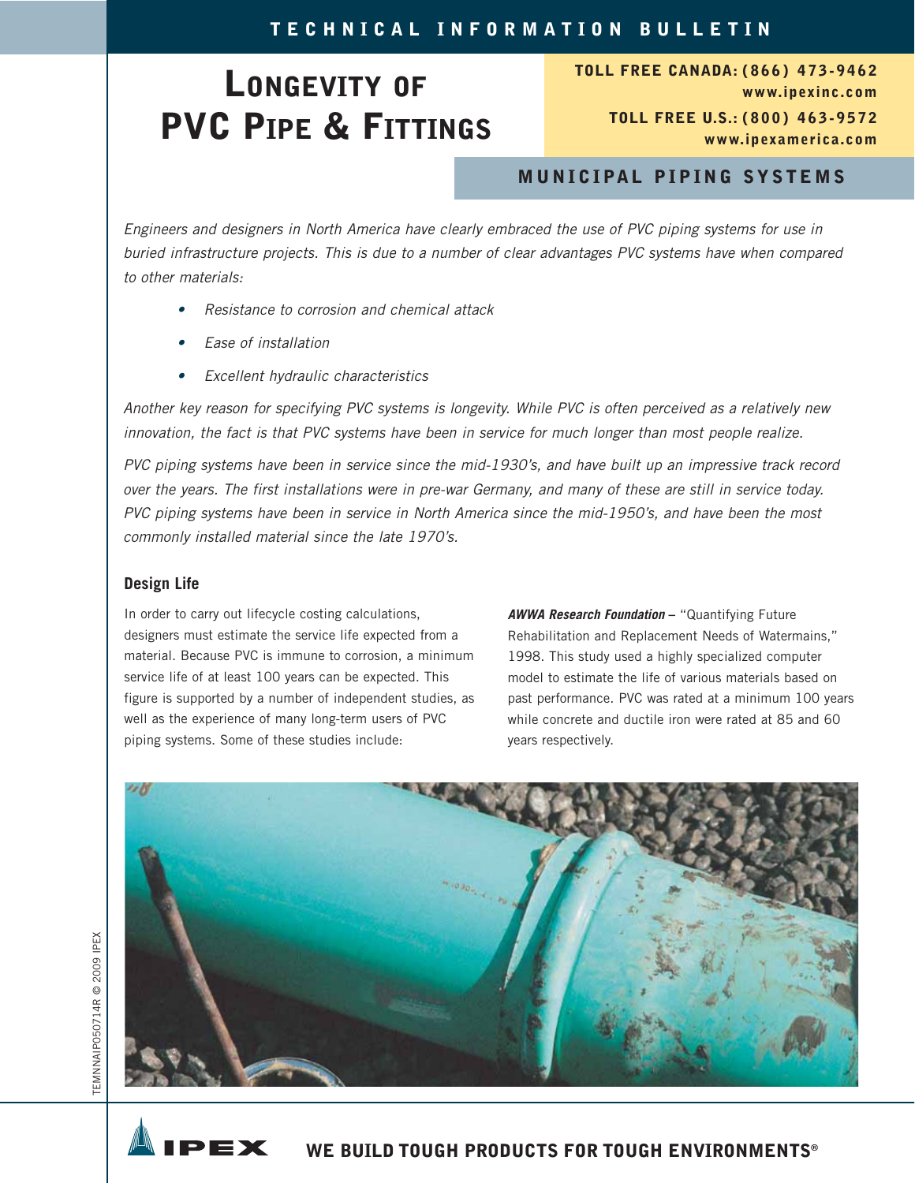TECHNICAL INFORMATION BULLETIN

# Longevity of PVC Pipe & Fittings

**TOLL FREE CANADA: (866) 473-9462**
**www.ipexinc.com**

**TOLL FREE U.S.: (800) 463-9572**
**www.ipexamerica.com**

## MUNICIPAL PIPING SYSTEMS

*Engineers and designers in North America have clearly embraced the use of PVC piping systems for use in buried infrastructure projects. This is due to a number of clear advantages PVC systems have when compared to other materials:*

- *Resistance to corrosion and chemical attack*
- *Ease of installation*
- *Excellent hydraulic characteristics*

*Another key reason for specifying PVC systems is longevity. While PVC is often perceived as a relatively new innovation, the fact is that PVC systems have been in service for much longer than most people realize.*

*PVC piping systems have been in service since the mid-1930's, and have built up an impressive track record over the years. The first installations were in pre-war Germany, and many of these are still in service today. PVC piping systems have been in service in North America since the mid-1950's, and have been the most commonly installed material since the late 1970's.*

### Design Life

In order to carry out lifecycle costing calculations, designers must estimate the service life expected from a material. Because PVC is immune to corrosion, a minimum service life of at least 100 years can be expected. This figure is supported by a number of independent studies, as well as the experience of many long-term users of PVC piping systems. Some of these studies include:

***AWWA Research Foundation*** – "Quantifying Future Rehabilitation and Replacement Needs of Watermains," 1998. This study used a highly specialized computer model to estimate the life of various materials based on past performance. PVC was rated at a minimum 100 years while concrete and ductile iron were rated at 85 and 60 years respectively.

TEMNNAIP050714R © 2009 IPEX

**WE BUILD TOUGH PRODUCTS FOR TOUGH ENVIRONMENTS®**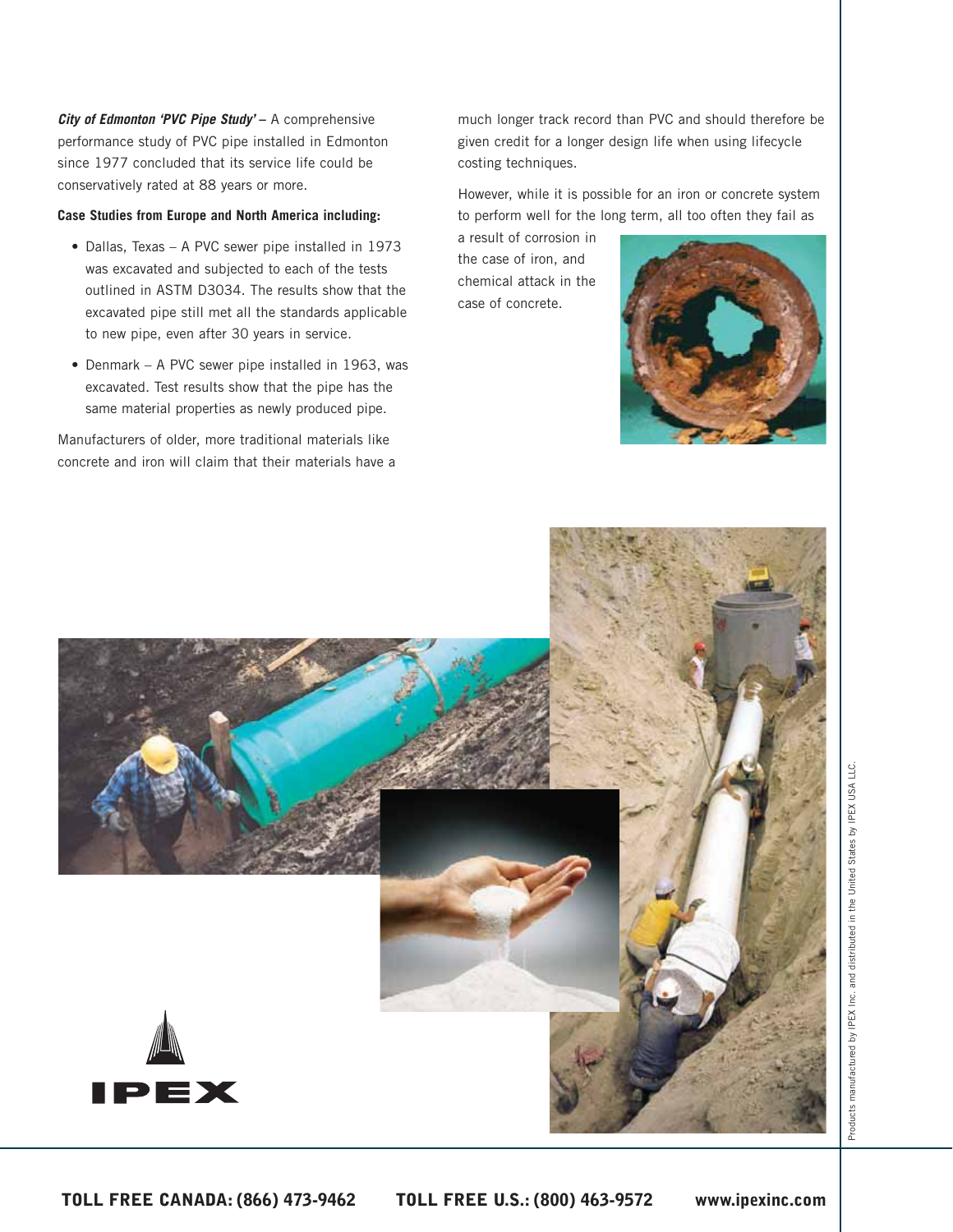***City of Edmonton 'PVC Pipe Study'*** – A comprehensive performance study of PVC pipe installed in Edmonton since 1977 concluded that its service life could be conservatively rated at 88 years or more.

**Case Studies from Europe and North America including:**

- Dallas, Texas – A PVC sewer pipe installed in 1973 was excavated and subjected to each of the tests outlined in ASTM D3034. The results show that the excavated pipe still met all the standards applicable to new pipe, even after 30 years in service.
- Denmark – A PVC sewer pipe installed in 1963, was excavated. Test results show that the pipe has the same material properties as newly produced pipe.

Manufacturers of older, more traditional materials like concrete and iron will claim that their materials have a much longer track record than PVC and should therefore be given credit for a longer design life when using lifecycle costing techniques.

However, while it is possible for an iron or concrete system to perform well for the long term, all too often they fail as a result of corrosion in the case of iron, and chemical attack in the case of concrete.

IPEX

Products manufactured by IPEX Inc. and distributed in the United States by IPEX USA LLC.

**TOLL FREE CANADA: (866) 473-9462** **TOLL FREE U.S.: (800) 463-9572** **www.ipexinc.com**